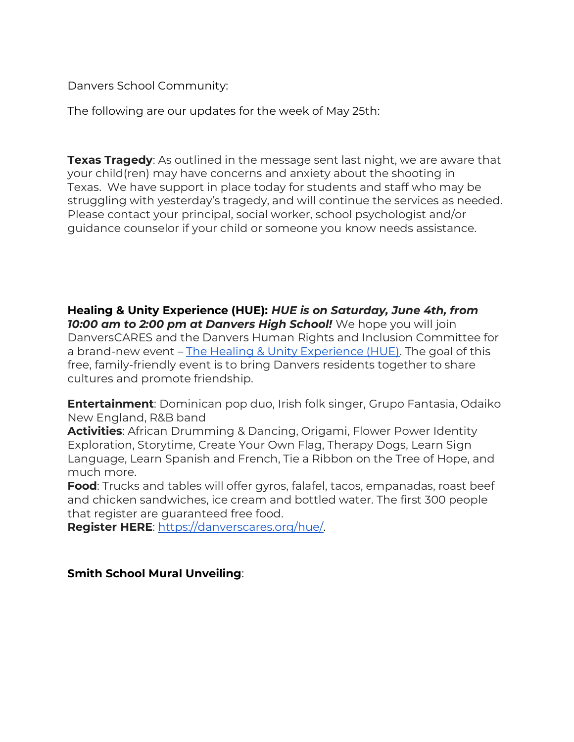Danvers School Community:

The following are our updates for the week of May 25th:

**Texas Tragedy**: As outlined in the message sent last night, we are aware that your child(ren) may have concerns and anxiety about the shooting in Texas. We have support in place today for students and staff who may be struggling with yesterday's tragedy, and will continue the services as needed. Please contact your principal, social worker, school psychologist and/or guidance counselor if your child or someone you know needs assistance.

**Healing & Unity Experience (HUE):** ***HUE is on Saturday, June 4th, from 10:00 am to 2:00 pm at Danvers High School!*** We hope you will join DanversCARES and the Danvers Human Rights and Inclusion Committee for a brand-new event – [The Healing & Unity Experience (HUE)](https://danverscares.org/hue/). The goal of this free, family-friendly event is to bring Danvers residents together to share cultures and promote friendship.

**Entertainment**: Dominican pop duo, Irish folk singer, Grupo Fantasia, Odaiko New England, R&B band
**Activities**: African Drumming & Dancing, Origami, Flower Power Identity Exploration, Storytime, Create Your Own Flag, Therapy Dogs, Learn Sign Language, Learn Spanish and French, Tie a Ribbon on the Tree of Hope, and much more.
**Food**: Trucks and tables will offer gyros, falafel, tacos, empanadas, roast beef and chicken sandwiches, ice cream and bottled water. The first 300 people that register are guaranteed free food.
**Register HERE**: [https://danverscares.org/hue/](https://danverscares.org/hue/).

**Smith School Mural Unveiling**: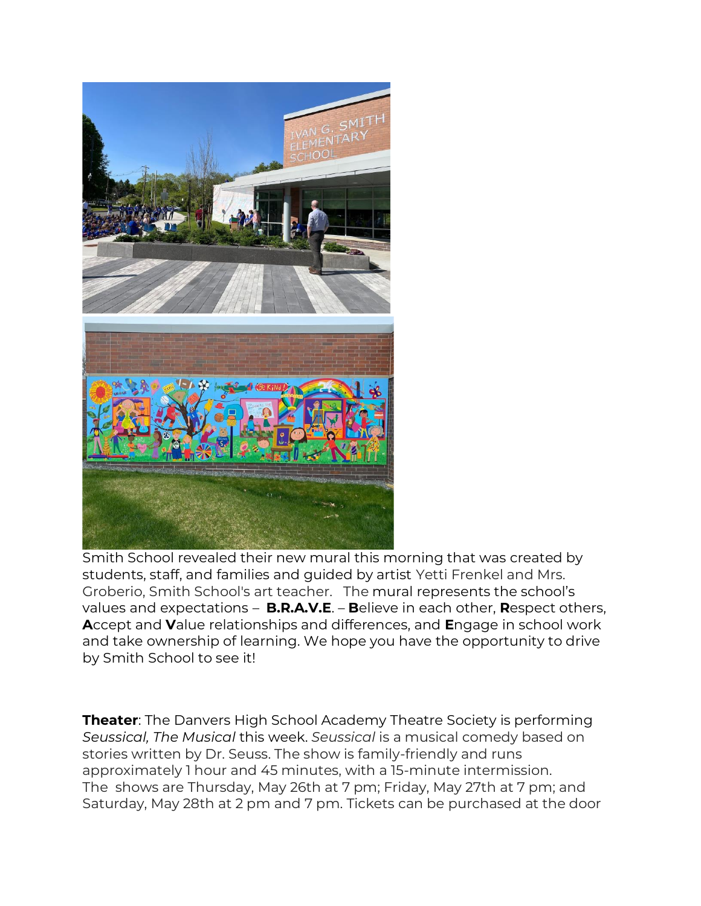Smith School revealed their new mural this morning that was created by students, staff, and families and guided by artist Yetti Frenkel and Mrs. Groberio, Smith School's art teacher. The mural represents the school's values and expectations – **B.R.A.V.E**. – **B**elieve in each other, **R**espect others, **A**ccept and **V**alue relationships and differences, and **E**ngage in school work and take ownership of learning. We hope you have the opportunity to drive by Smith School to see it!

**Theater**: The Danvers High School Academy Theatre Society is performing *Seussical, The Musical* this week. *Seussical* is a musical comedy based on stories written by Dr. Seuss. The show is family-friendly and runs approximately 1 hour and 45 minutes, with a 15-minute intermission. The shows are Thursday, May 26th at 7 pm; Friday, May 27th at 7 pm; and Saturday, May 28th at 2 pm and 7 pm. Tickets can be purchased at the door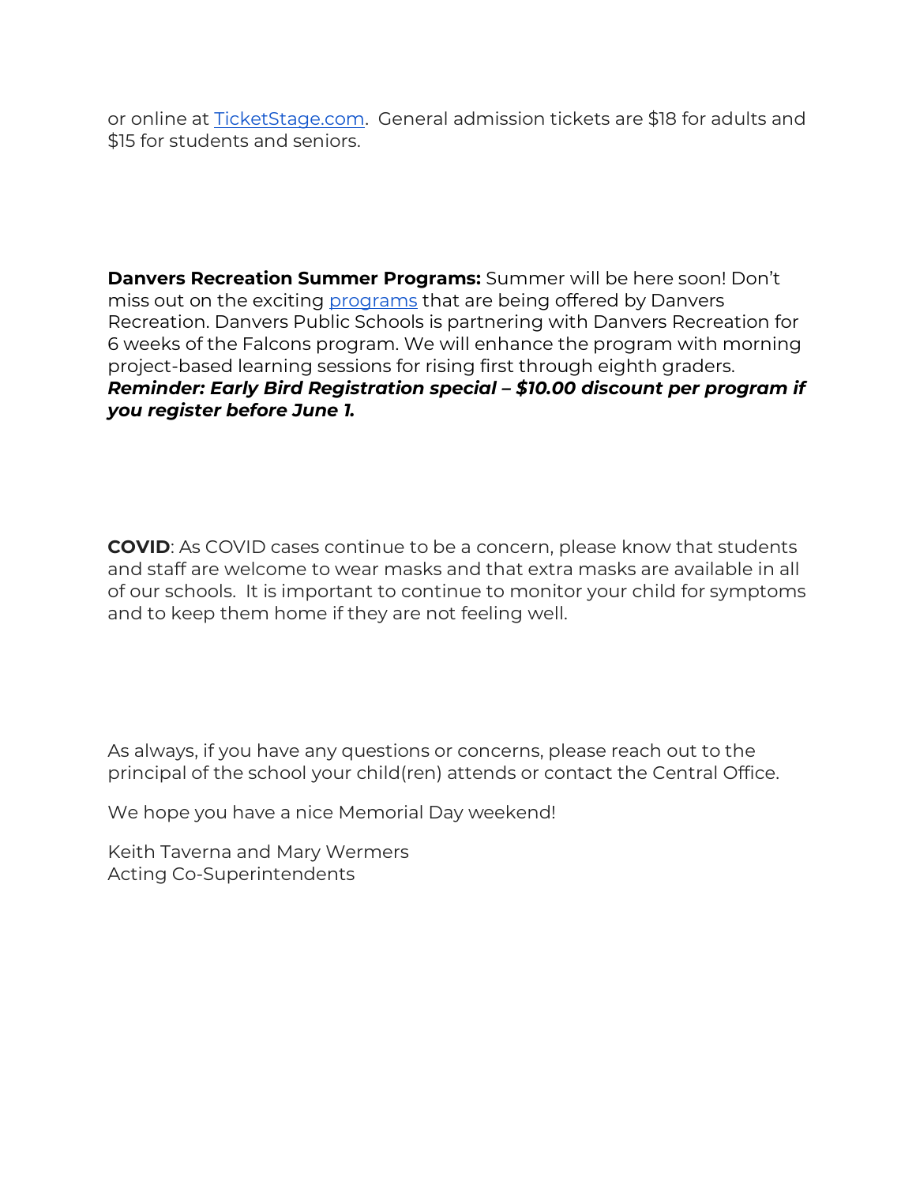or online at [TicketStage.com](TicketStage.com). General admission tickets are $18 for adults and $15 for students and seniors.

**Danvers Recreation Summer Programs:** Summer will be here soon! Don't miss out on the exciting [programs](programs) that are being offered by Danvers Recreation. Danvers Public Schools is partnering with Danvers Recreation for 6 weeks of the Falcons program. We will enhance the program with morning project-based learning sessions for rising first through eighth graders. ***Reminder: Early Bird Registration special – $10.00 discount per program if you register before June 1.***

**COVID**: As COVID cases continue to be a concern, please know that students and staff are welcome to wear masks and that extra masks are available in all of our schools. It is important to continue to monitor your child for symptoms and to keep them home if they are not feeling well.

As always, if you have any questions or concerns, please reach out to the principal of the school your child(ren) attends or contact the Central Office.

We hope you have a nice Memorial Day weekend!

Keith Taverna and Mary Wermers
Acting Co-Superintendents